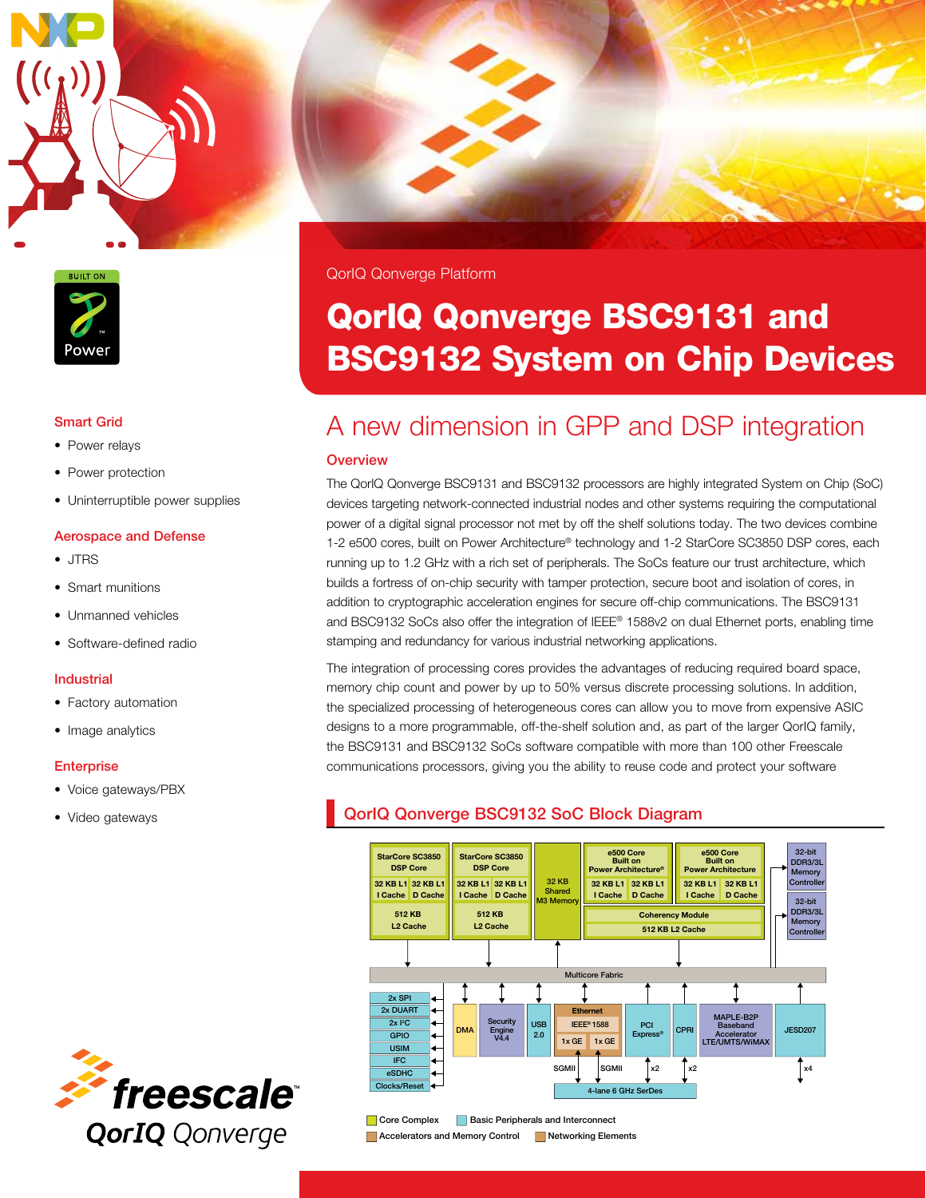QorIQ Qonverge Platform

# QorIQ Qonverge BSC9131 and BSC9132 System on Chip Devices

## A new dimension in GPP and DSP integration

### Overview

The QorIQ Qonverge BSC9131 and BSC9132 processors are highly integrated System on Chip (SoC) devices targeting network-connected industrial nodes and other systems requiring the computational power of a digital signal processor not met by off the shelf solutions today. The two devices combine 1-2 e500 cores, built on Power Architecture® technology and 1-2 StarCore SC3850 DSP cores, each running up to 1.2 GHz with a rich set of peripherals. The SoCs feature our trust architecture, which builds a fortress of on-chip security with tamper protection, secure boot and isolation of cores, in addition to cryptographic acceleration engines for secure off-chip communications. The BSC9131 and BSC9132 SoCs also offer the integration of IEEE® 1588v2 on dual Ethernet ports, enabling time stamping and redundancy for various industrial networking applications.

The integration of processing cores provides the advantages of reducing required board space, memory chip count and power by up to 50% versus discrete processing solutions. In addition, the specialized processing of heterogeneous cores can allow you to move from expensive ASIC designs to a more programmable, off-the-shelf solution and, as part of the larger QorIQ family, the BSC9131 and BSC9132 SoCs software compatible with more than 100 other Freescale communications processors, giving you the ability to reuse code and protect your software

### Smart Grid

- Power relays
- Power protection
- Uninterruptible power supplies

### Aerospace and Defense

- JTRS
- Smart munitions
- Unmanned vehicles
- Software-defined radio

### Industrial

- Factory automation
- Image analytics

### Enterprise

- Voice gateways/PBX
- Video gateways

### QorIQ Qonverge BSC9132 SoC Block Diagram

- StarCore SC3850 DSP Core: 32 KB L1 I Cache, 32 KB L1 D Cache, 512 KB L2 Cache
- StarCore SC3850 DSP Core: 32 KB L1 I Cache, 32 KB L1 D Cache, 512 KB L2 Cache
- 32 KB Shared M3 Memory
- e500 Core Built on Power Architecture®: 32 KB L1 I Cache, 32 KB L1 D Cache
- e500 Core Built on Power Architecture: 32 KB L1 I Cache, 32 KB L1 D Cache
- Coherency Module, 512 KB L2 Cache
- 32-bit DDR3/3L Memory Controller
- 32-bit DDR3/3L Memory Controller
- Multicore Fabric
- 2x SPI, 2x DUART, 2x I²C, GPIO, USIM, IFC, eSDHC, Clocks/Reset
- DMA
- Security Engine V4.4
- USB 2.0
- Ethernet: IEEE® 1588, 1x GE, 1x GE (SGMII, SGMII)
- PCI Express® (x2)
- CPRI (x2)
- MAPLE-B2P Baseband Accelerator LTE/UMTS/WiMAX
- JESD207 (x4)
- 4-lane 6 GHz SerDes

Legend: Core Complex; Basic Peripherals and Interconnect; Accelerators and Memory Control; Networking Elements

freescale QorIQ Qonverge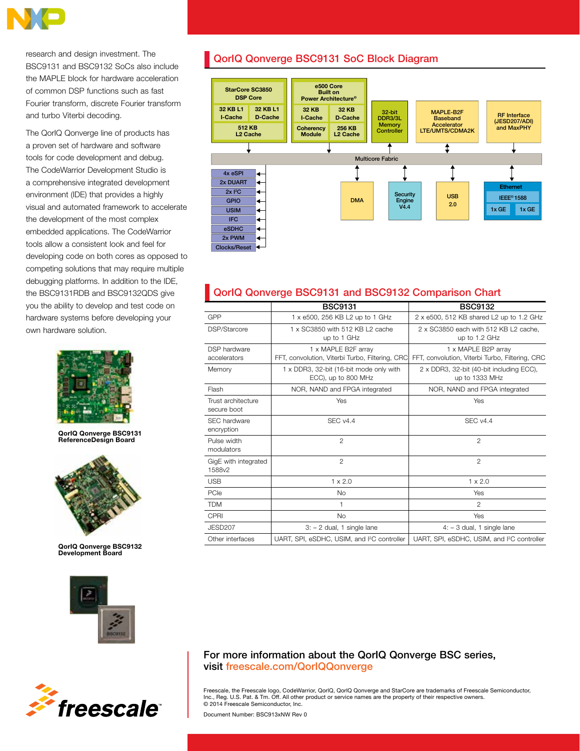research and design investment. The BSC9131 and BSC9132 SoCs also include the MAPLE block for hardware acceleration of common DSP functions such as fast Fourier transform, discrete Fourier transform and turbo Viterbi decoding.

The QorIQ Qonverge line of products has a proven set of hardware and software tools for code development and debug. The CodeWarrior Development Studio is a comprehensive integrated development environment (IDE) that provides a highly visual and automated framework to accelerate the development of the most complex embedded applications. The CodeWarrior tools allow a consistent look and feel for developing code on both cores as opposed to competing solutions that may require multiple debugging platforms. In addition to the IDE, the BSC9131RDB and BSC9132QDS give you the ability to develop and test code on hardware systems before developing your own hardware solution.

**QorIQ Qonverge BSC9131 ReferenceDesign Board**

**QorIQ Qonverge BSC9132 Development Board**

## QorIQ Qonverge BSC9131 SoC Block Diagram

StarCore SC3850 DSP Core
32 KB L1 I-Cache
32 KB L1 D-Cache
512 KB L2 Cache
e500 Core Built on Power Architecture®
32 KB I-Cache
32 KB D-Cache
Coherency Module
256 KB L2 Cache
32-bit DDR3/3L Memory Controller
MAPLE-B2F Baseband Accelerator LTE/UMTS/CDMA2K
RF Interface (JESD207/ADI) and MaxPHY
Multicore Fabric
4x eSPI
2x DUART
2x I²C
GPIO
USIM
IFC
eSDHC
2x PWM
Clocks/Reset
DMA
Security Engine V4.4
USB 2.0
Ethernet
IEEE® 1588
1x GE
1x GE

## QorIQ Qonverge BSC9131 and BSC9132 Comparison Chart

| | BSC9131 | BSC9132 |
|---|---|---|
| GPP | 1 x e500, 256 KB L2 up to 1 GHz | 2 x e500, 512 KB shared L2 up to 1.2 GHz |
| DSP/Starcore | 1 x SC3850 with 512 KB L2 cache up to 1 GHz | 2 x SC3850 each with 512 KB L2 cache, up to 1.2 GHz |
| DSP hardware accelerators | 1 x MAPLE B2F array FFT, convolution, Viterbi Turbo, Filtering, CRC | 1 x MAPLE B2P array FFT, convolution, Viterbi Turbo, Filtering, CRC |
| Memory | 1 x DDR3, 32-bit (16-bit mode only with ECC), up to 800 MHz | 2 x DDR3, 32-bit (40-bit including ECC), up to 1333 MHz |
| Flash | NOR, NAND and FPGA integrated | NOR, NAND and FPGA integrated |
| Trust architecture secure boot | Yes | Yes |
| SEC hardware encryption | SEC v4.4 | SEC v4.4 |
| Pulse width modulators | 2 | 2 |
| GigE with integrated 1588v2 | 2 | 2 |
| USB | 1 x 2.0 | 1 x 2.0 |
| PCIe | No | Yes |
| TDM | 1 | 2 |
| CPRI | No | Yes |
| JESD207 | 3: – 2 dual, 1 single lane | 4: – 3 dual, 1 single lane |
| Other interfaces | UART, SPI, eSDHC, USIM, and I²C controller | UART, SPI, eSDHC, USIM, and I²C controller |

## For more information about the QorIQ Qonverge BSC series, visit freescale.com/QorIQQonverge

Freescale, the Freescale logo, CodeWarrior, QorIQ, QorIQ Qonverge and StarCore are trademarks of Freescale Semiconductor, Inc., Reg. U.S. Pat. & Tm. Off. All other product or service names are the property of their respective owners.
© 2014 Freescale Semiconductor, Inc.

Document Number: BSC913xNW Rev 0